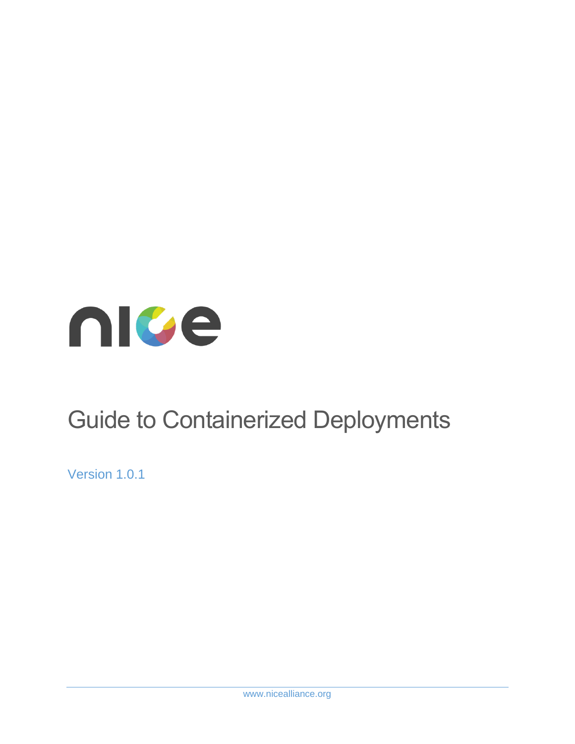nice

# Guide to Containerized Deployments

Version 1.0.1

www.nicealliance.org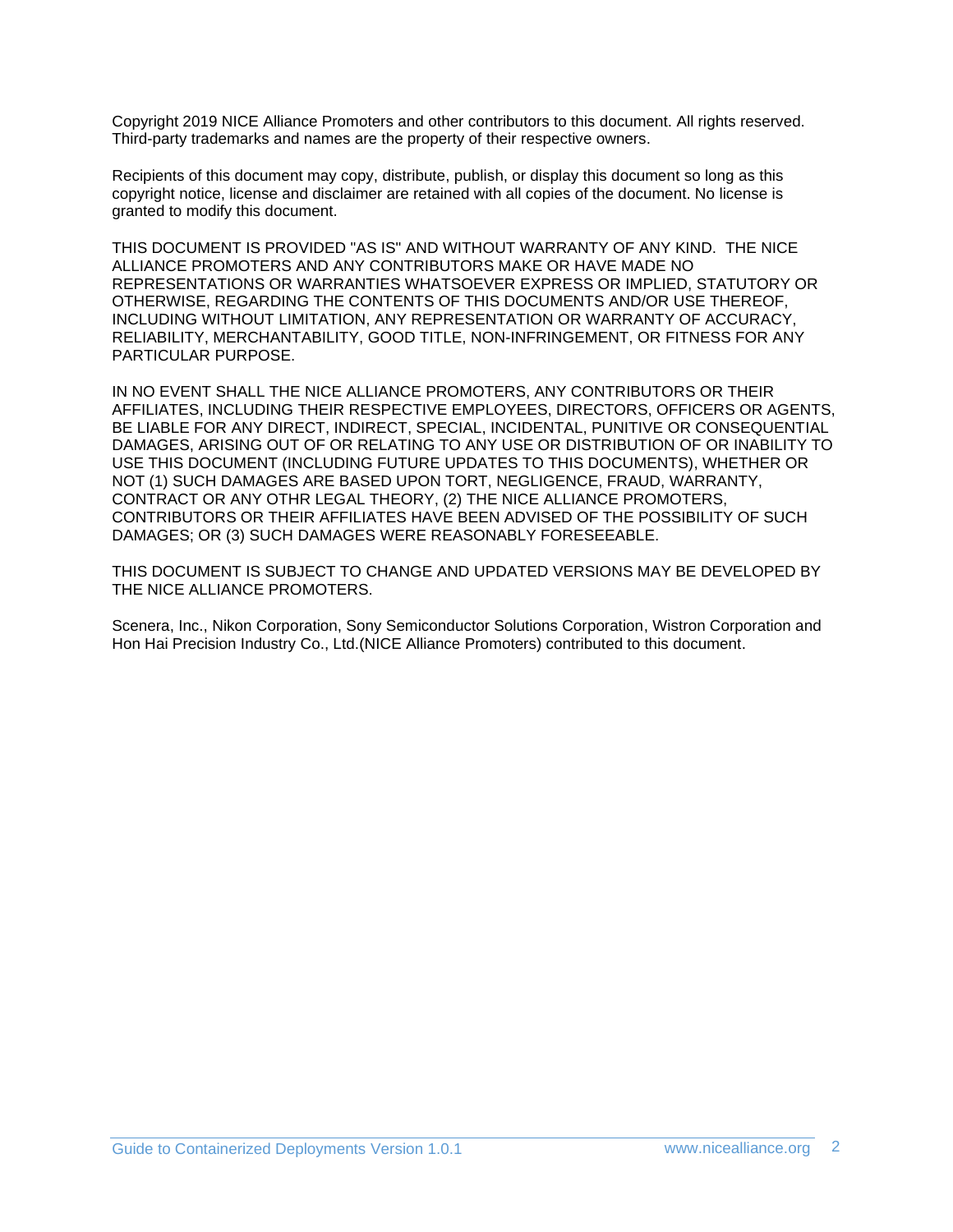Copyright 2019 NICE Alliance Promoters and other contributors to this document. All rights reserved. Third-party trademarks and names are the property of their respective owners.

Recipients of this document may copy, distribute, publish, or display this document so long as this copyright notice, license and disclaimer are retained with all copies of the document. No license is granted to modify this document.

THIS DOCUMENT IS PROVIDED "AS IS" AND WITHOUT WARRANTY OF ANY KIND. THE NICE ALLIANCE PROMOTERS AND ANY CONTRIBUTORS MAKE OR HAVE MADE NO REPRESENTATIONS OR WARRANTIES WHATSOEVER EXPRESS OR IMPLIED, STATUTORY OR OTHERWISE, REGARDING THE CONTENTS OF THIS DOCUMENTS AND/OR USE THEREOF, INCLUDING WITHOUT LIMITATION, ANY REPRESENTATION OR WARRANTY OF ACCURACY, RELIABILITY, MERCHANTABILITY, GOOD TITLE, NON-INFRINGEMENT, OR FITNESS FOR ANY PARTICULAR PURPOSE.

IN NO EVENT SHALL THE NICE ALLIANCE PROMOTERS, ANY CONTRIBUTORS OR THEIR AFFILIATES, INCLUDING THEIR RESPECTIVE EMPLOYEES, DIRECTORS, OFFICERS OR AGENTS, BE LIABLE FOR ANY DIRECT, INDIRECT, SPECIAL, INCIDENTAL, PUNITIVE OR CONSEQUENTIAL DAMAGES, ARISING OUT OF OR RELATING TO ANY USE OR DISTRIBUTION OF OR INABILITY TO USE THIS DOCUMENT (INCLUDING FUTURE UPDATES TO THIS DOCUMENTS), WHETHER OR NOT (1) SUCH DAMAGES ARE BASED UPON TORT, NEGLIGENCE, FRAUD, WARRANTY, CONTRACT OR ANY OTHR LEGAL THEORY, (2) THE NICE ALLIANCE PROMOTERS, CONTRIBUTORS OR THEIR AFFILIATES HAVE BEEN ADVISED OF THE POSSIBILITY OF SUCH DAMAGES; OR (3) SUCH DAMAGES WERE REASONABLY FORESEEABLE.

THIS DOCUMENT IS SUBJECT TO CHANGE AND UPDATED VERSIONS MAY BE DEVELOPED BY THE NICE ALLIANCE PROMOTERS.

Scenera, Inc., Nikon Corporation, Sony Semiconductor Solutions Corporation, Wistron Corporation and Hon Hai Precision Industry Co., Ltd.(NICE Alliance Promoters) contributed to this document.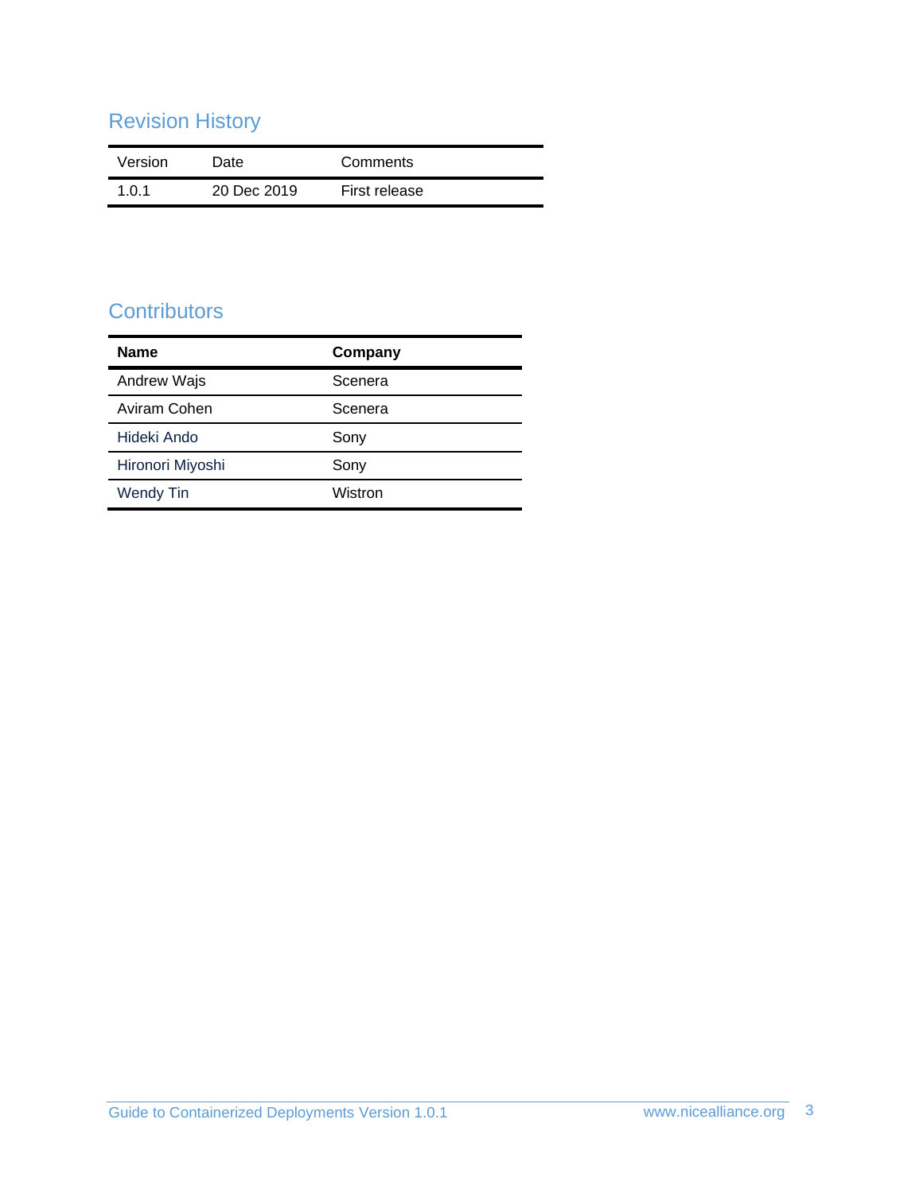## Revision History

| Version | Date | Comments |
|---|---|---|
| 1.0.1 | 20 Dec 2019 | First release |

## Contributors

| **Name** | **Company** |
|---|---|
| Andrew Wajs | Scenera |
| Aviram Cohen | Scenera |
| Hideki Ando | Sony |
| Hironori Miyoshi | Sony |
| Wendy Tin | Wistron |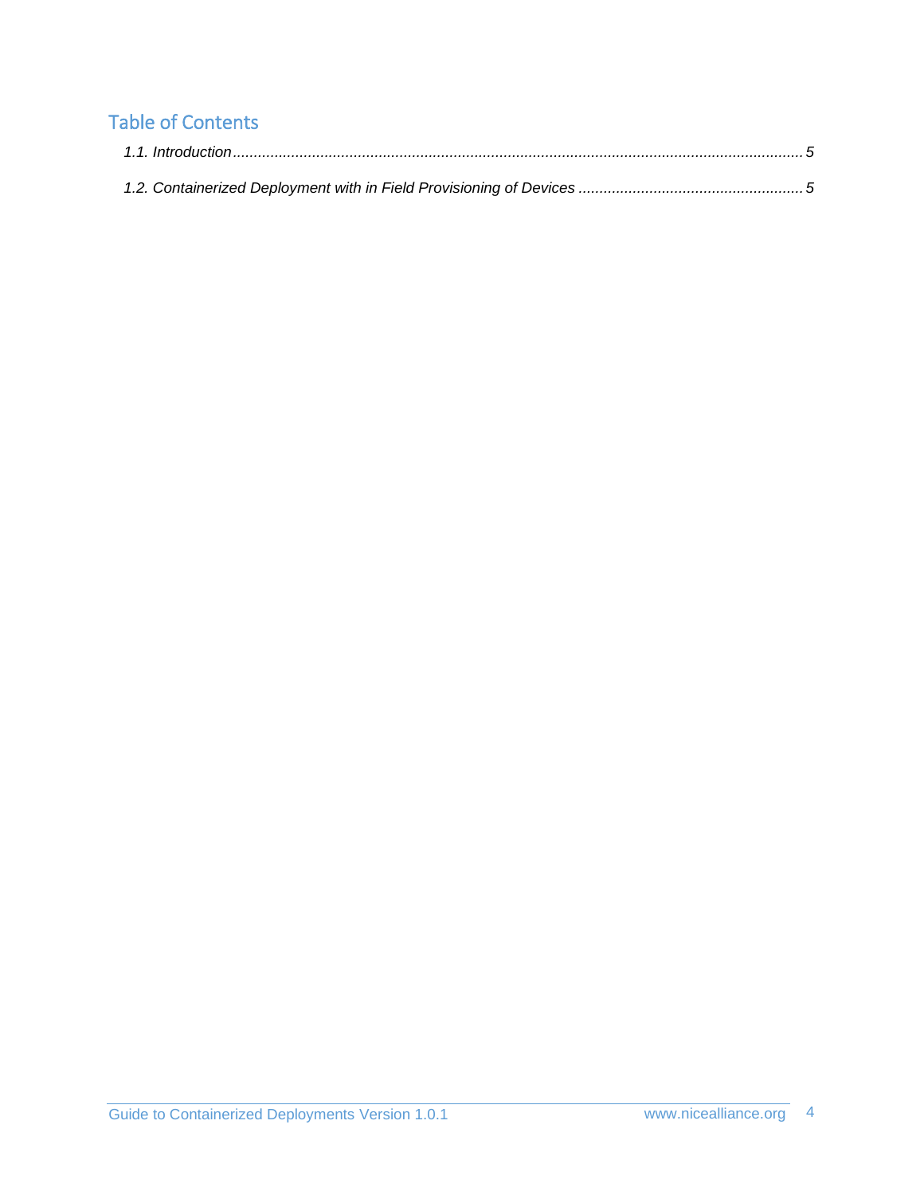## Table of Contents

*1.1. Introduction* ........................................................................................................................................... *5*

*1.2. Containerized Deployment with in Field Provisioning of Devices* ...................................................... *5*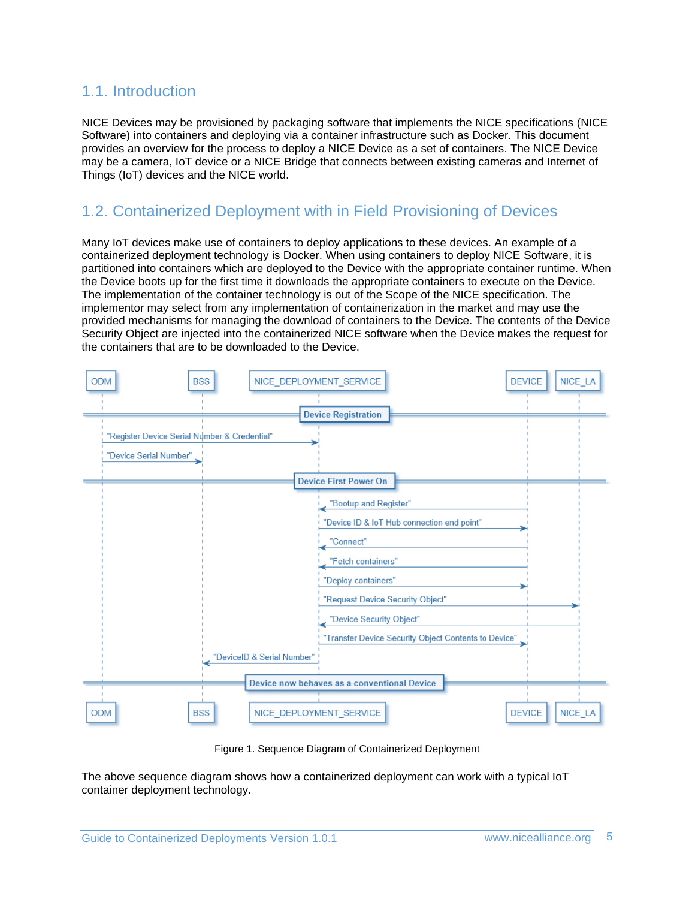## 1.1. Introduction

NICE Devices may be provisioned by packaging software that implements the NICE specifications (NICE Software) into containers and deploying via a container infrastructure such as Docker. This document provides an overview for the process to deploy a NICE Device as a set of containers. The NICE Device may be a camera, IoT device or a NICE Bridge that connects between existing cameras and Internet of Things (IoT) devices and the NICE world.

## 1.2. Containerized Deployment with in Field Provisioning of Devices

Many IoT devices make use of containers to deploy applications to these devices. An example of a containerized deployment technology is Docker. When using containers to deploy NICE Software, it is partitioned into containers which are deployed to the Device with the appropriate container runtime. When the Device boots up for the first time it downloads the appropriate containers to execute on the Device. The implementation of the container technology is out of the Scope of the NICE specification. The implementor may select from any implementation of containerization in the market and may use the provided mechanisms for managing the download of containers to the Device. The contents of the Device Security Object are injected into the containerized NICE software when the Device makes the request for the containers that are to be downloaded to the Device.

Figure 1. Sequence Diagram of Containerized Deployment

The above sequence diagram shows how a containerized deployment can work with a typical IoT container deployment technology.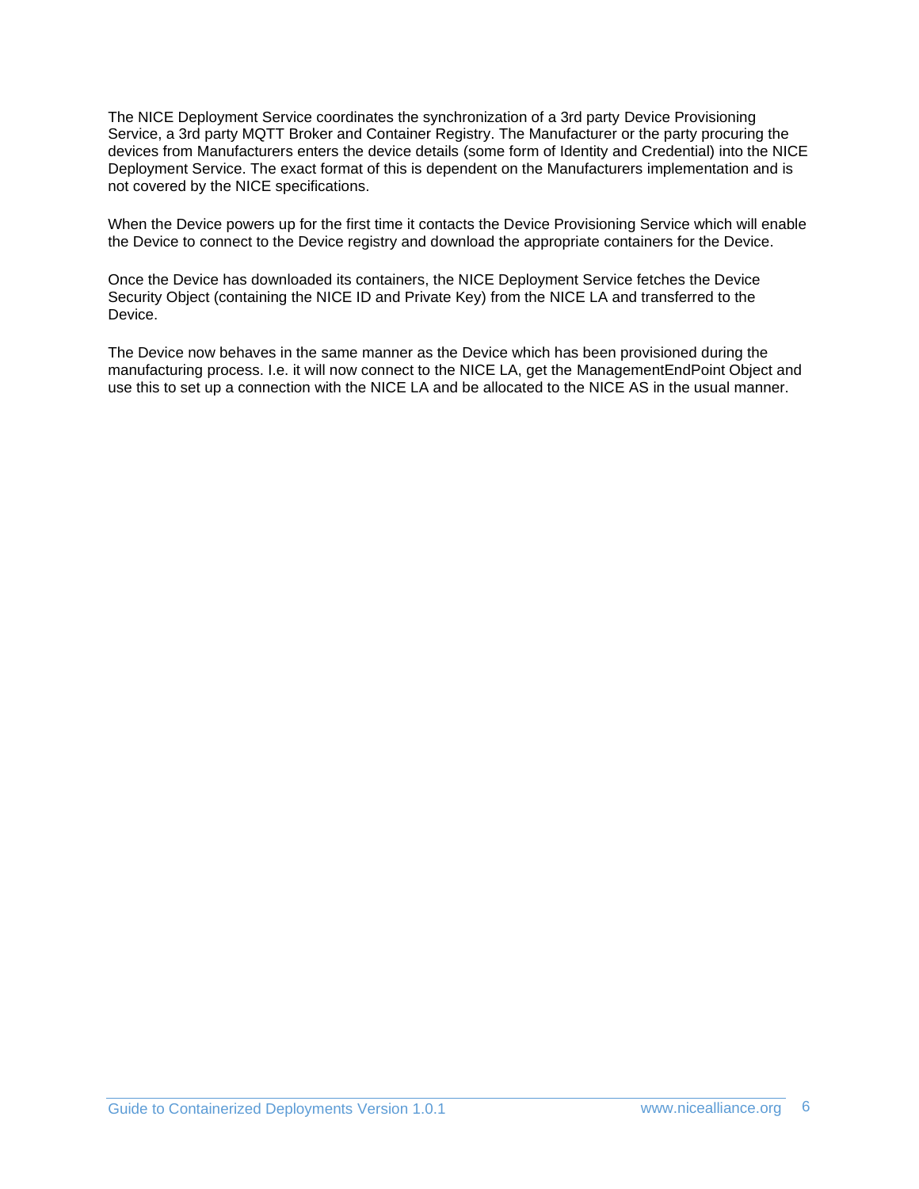The NICE Deployment Service coordinates the synchronization of a 3rd party Device Provisioning Service, a 3rd party MQTT Broker and Container Registry. The Manufacturer or the party procuring the devices from Manufacturers enters the device details (some form of Identity and Credential) into the NICE Deployment Service. The exact format of this is dependent on the Manufacturers implementation and is not covered by the NICE specifications.

When the Device powers up for the first time it contacts the Device Provisioning Service which will enable the Device to connect to the Device registry and download the appropriate containers for the Device.

Once the Device has downloaded its containers, the NICE Deployment Service fetches the Device Security Object (containing the NICE ID and Private Key) from the NICE LA and transferred to the Device.

The Device now behaves in the same manner as the Device which has been provisioned during the manufacturing process. I.e. it will now connect to the NICE LA, get the ManagementEndPoint Object and use this to set up a connection with the NICE LA and be allocated to the NICE AS in the usual manner.